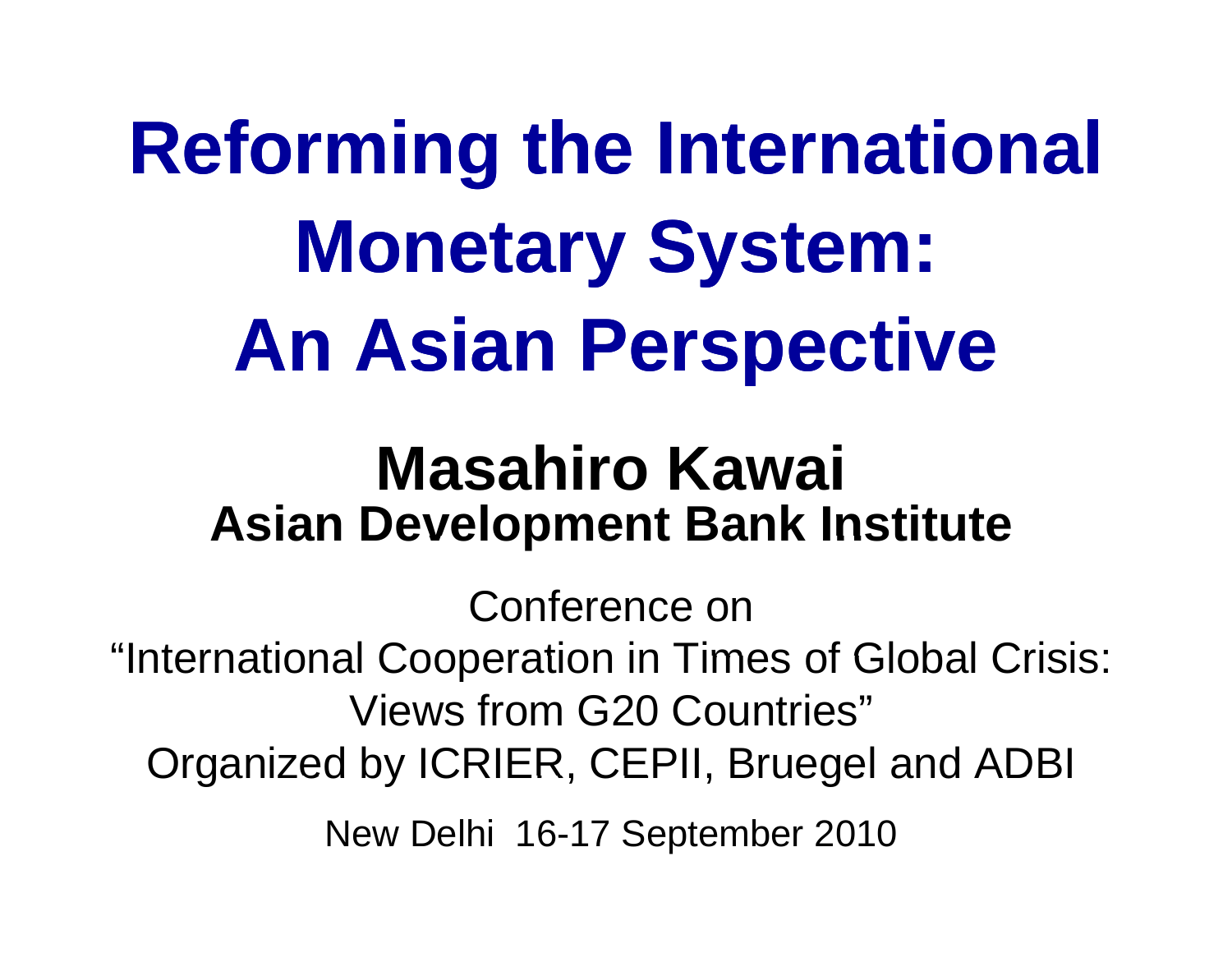# Reforming the International Monetary System: An Asian Perspective

## Masahiro Kawai

**Asian Development Bank Institute**

Conference on
"International Cooperation in Times of Global Crisis: Views from G20 Countries"
Organized by ICRIER, CEPII, Bruegel and ADBI

New Delhi 16-17 September 2010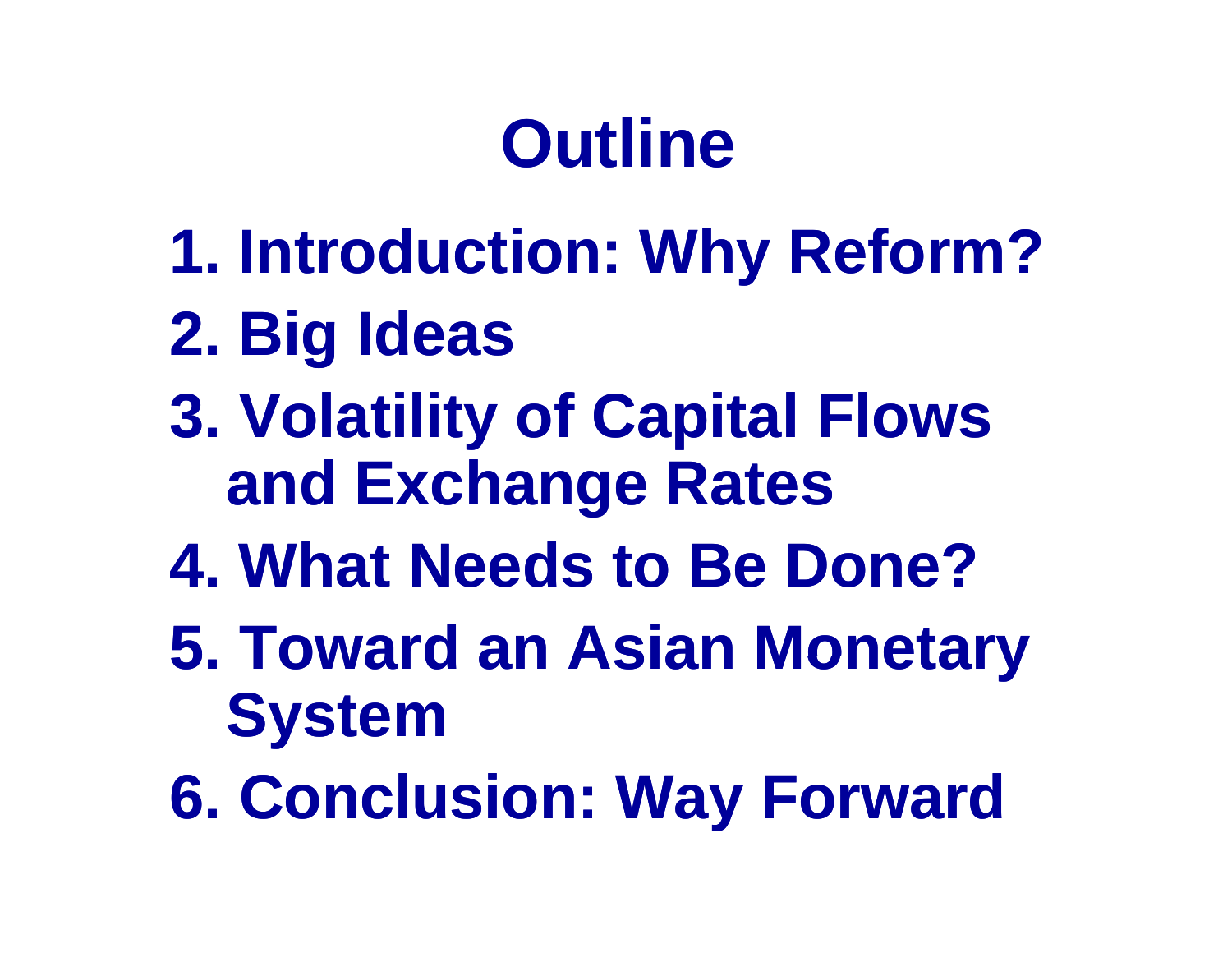# Outline

1. Introduction: Why Reform?
2. Big Ideas
3. Volatility of Capital Flows and Exchange Rates
4. What Needs to Be Done?
5. Toward an Asian Monetary System
6. Conclusion: Way Forward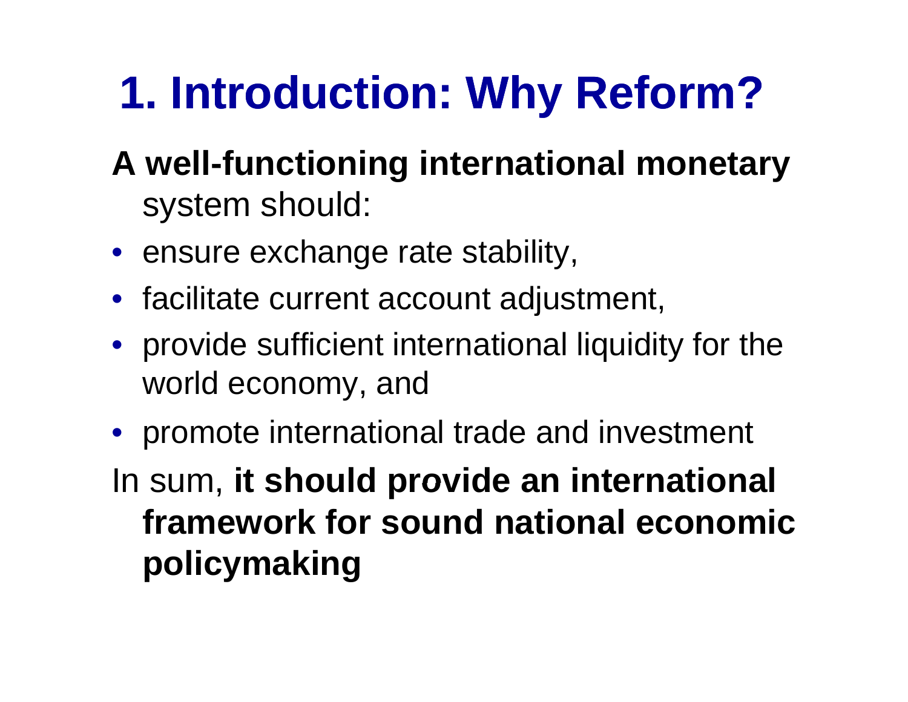# 1. Introduction: Why Reform?

**A well-functioning international monetary** system should:

- ensure exchange rate stability,
- facilitate current account adjustment,
- provide sufficient international liquidity for the world economy, and
- promote international trade and investment

In sum, **it should provide an international framework for sound national economic policymaking**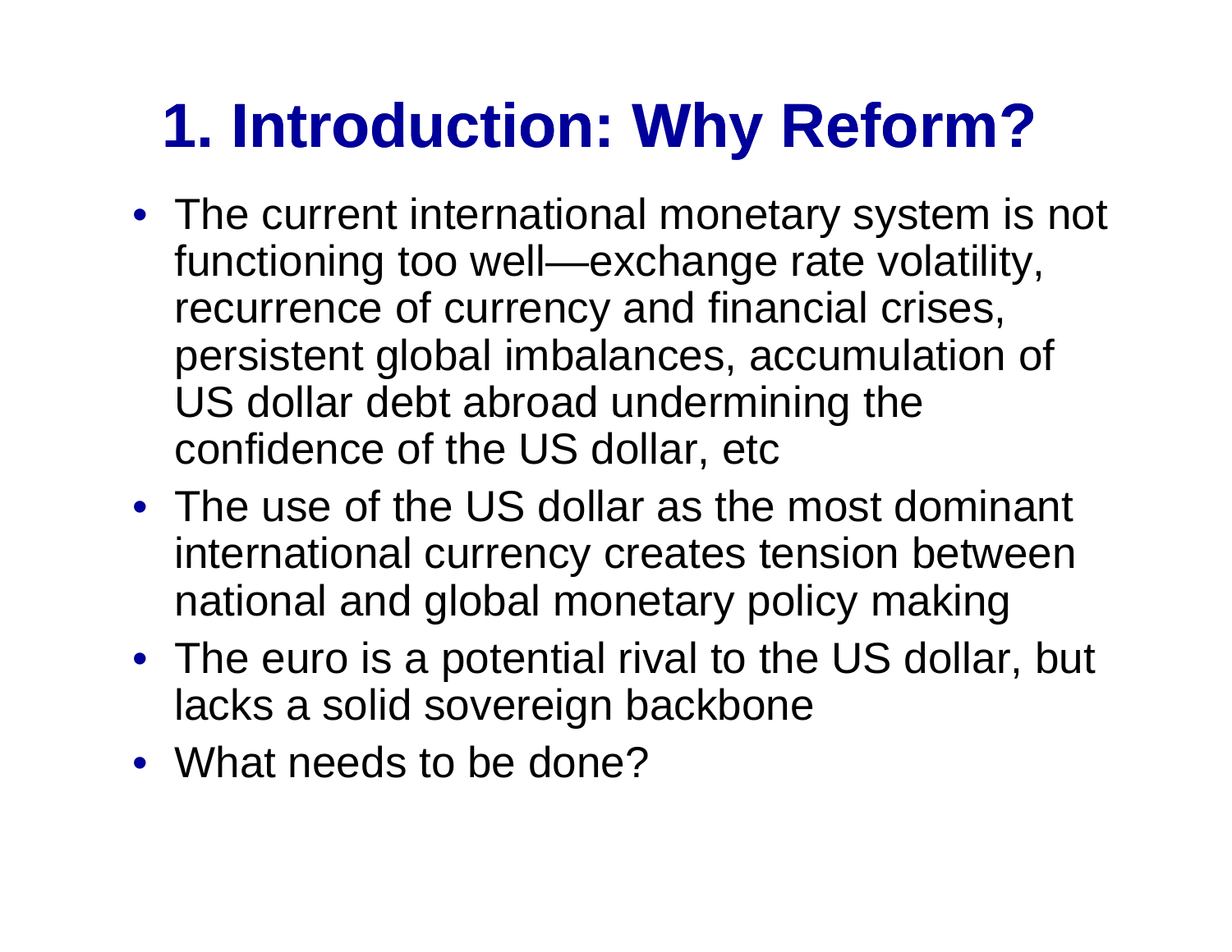# 1. Introduction: Why Reform?

- The current international monetary system is not functioning too well—exchange rate volatility, recurrence of currency and financial crises, persistent global imbalances, accumulation of US dollar debt abroad undermining the confidence of the US dollar, etc
- The use of the US dollar as the most dominant international currency creates tension between national and global monetary policy making
- The euro is a potential rival to the US dollar, but lacks a solid sovereign backbone
- What needs to be done?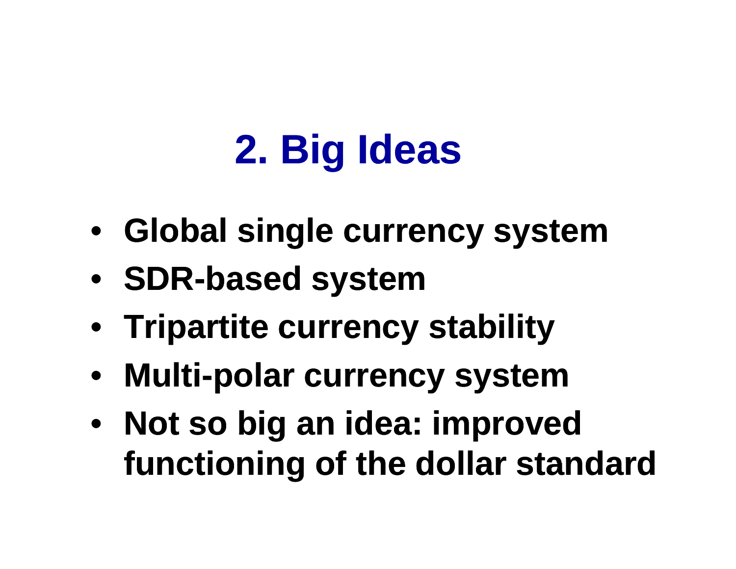# 2. Big Ideas

- **Global single currency system**
- **SDR-based system**
- **Tripartite currency stability**
- **Multi-polar currency system**
- **Not so big an idea: improved functioning of the dollar standard**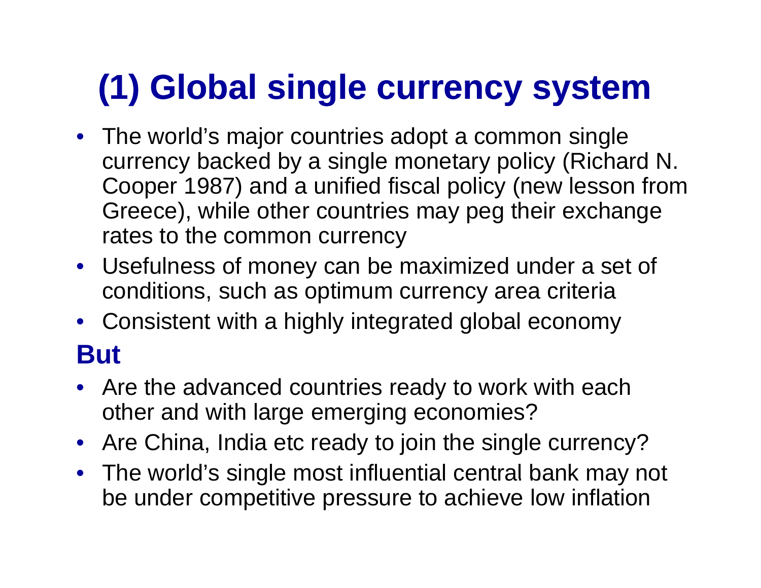# (1) Global single currency system

- The world's major countries adopt a common single currency backed by a single monetary policy (Richard N. Cooper 1987) and a unified fiscal policy (new lesson from Greece), while other countries may peg their exchange rates to the common currency
- Usefulness of money can be maximized under a set of conditions, such as optimum currency area criteria
- Consistent with a highly integrated global economy

**But**

- Are the advanced countries ready to work with each other and with large emerging economies?
- Are China, India etc ready to join the single currency?
- The world's single most influential central bank may not be under competitive pressure to achieve low inflation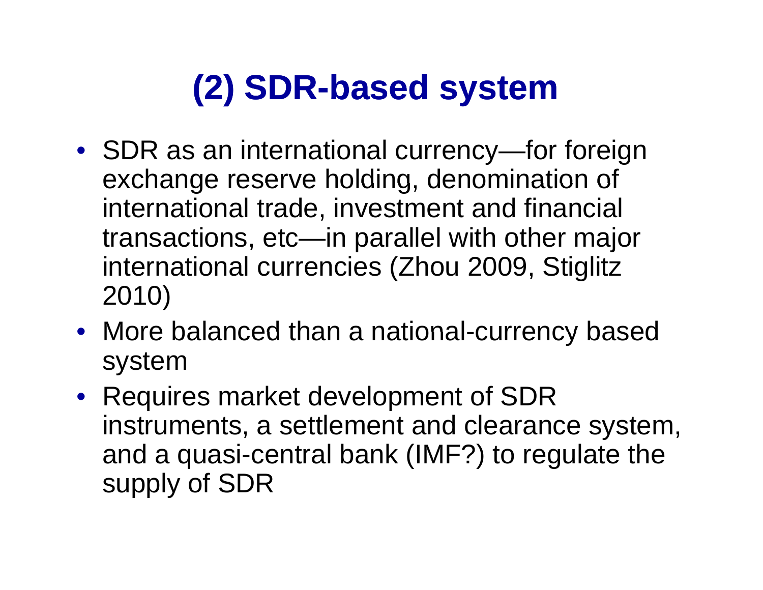# (2) SDR-based system

- SDR as an international currency—for foreign exchange reserve holding, denomination of international trade, investment and financial transactions, etc—in parallel with other major international currencies (Zhou 2009, Stiglitz 2010)
- More balanced than a national-currency based system
- Requires market development of SDR instruments, a settlement and clearance system, and a quasi-central bank (IMF?) to regulate the supply of SDR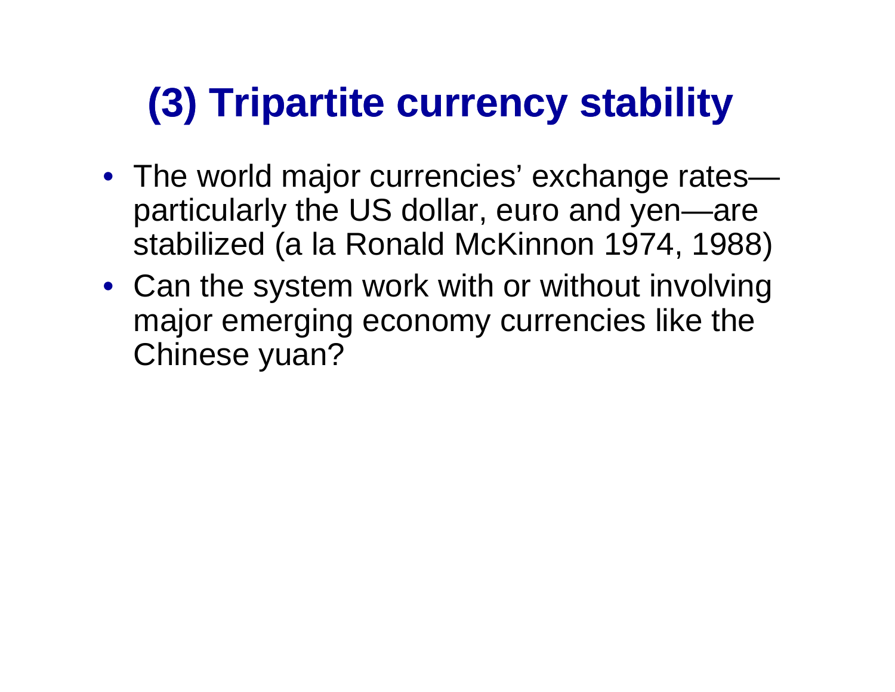# (3) Tripartite currency stability

- The world major currencies' exchange rates—particularly the US dollar, euro and yen—are stabilized (a la Ronald McKinnon 1974, 1988)
- Can the system work with or without involving major emerging economy currencies like the Chinese yuan?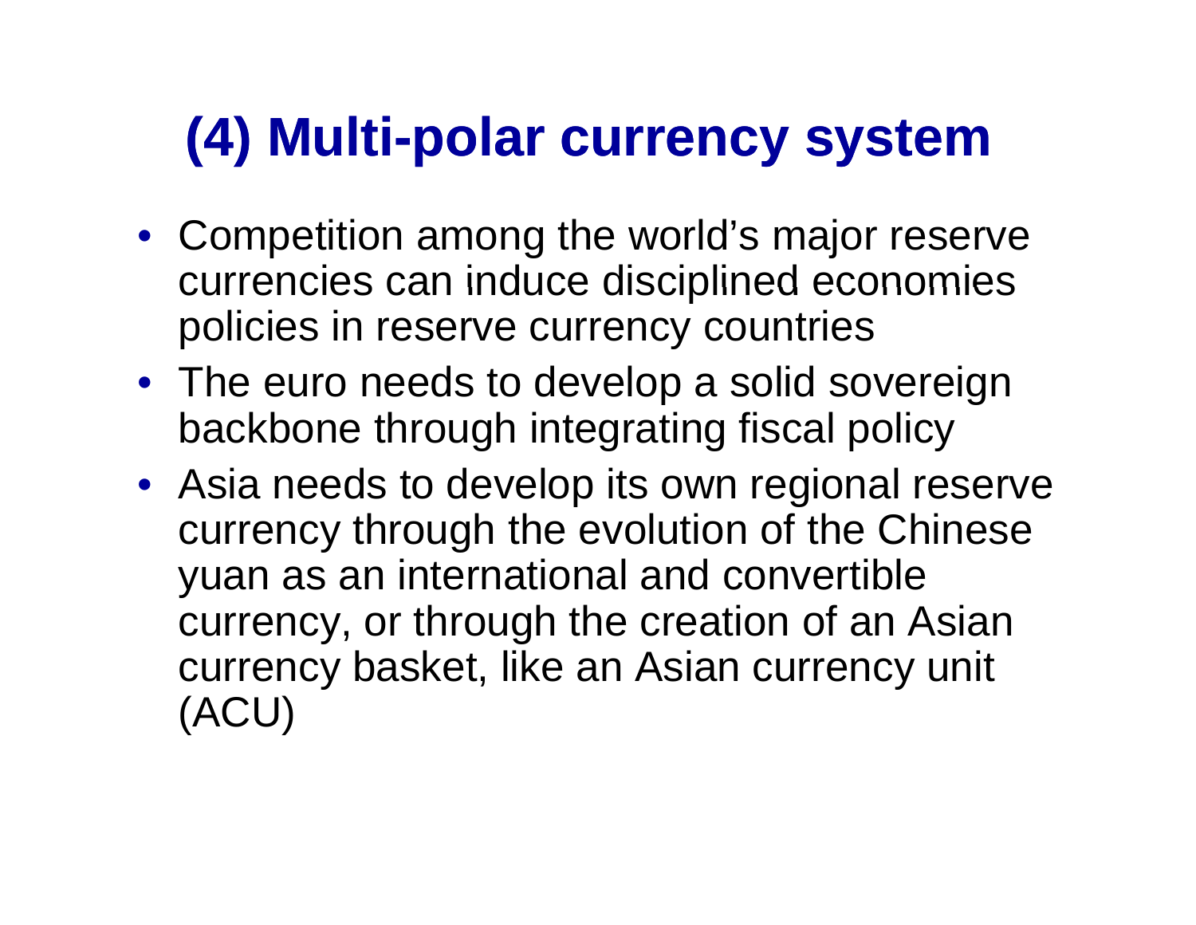# (4) Multi-polar currency system

- Competition among the world's major reserve currencies can induce disciplined economies policies in reserve currency countries
- The euro needs to develop a solid sovereign backbone through integrating fiscal policy
- Asia needs to develop its own regional reserve currency through the evolution of the Chinese yuan as an international and convertible currency, or through the creation of an Asian currency basket, like an Asian currency unit (ACU)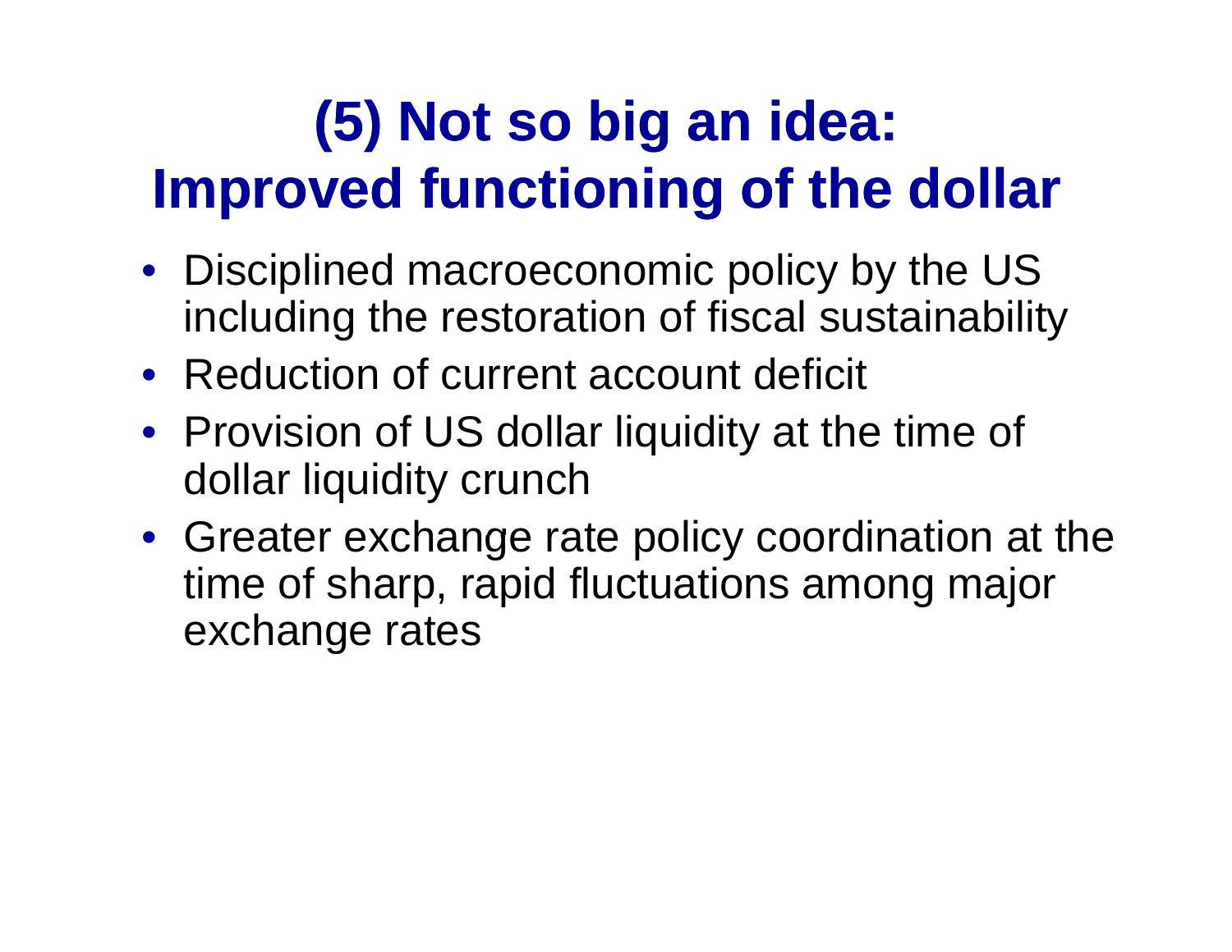# (5) Not so big an idea: Improved functioning of the dollar

- Disciplined macroeconomic policy by the US including the restoration of fiscal sustainability
- Reduction of current account deficit
- Provision of US dollar liquidity at the time of dollar liquidity crunch
- Greater exchange rate policy coordination at the time of sharp, rapid fluctuations among major exchange rates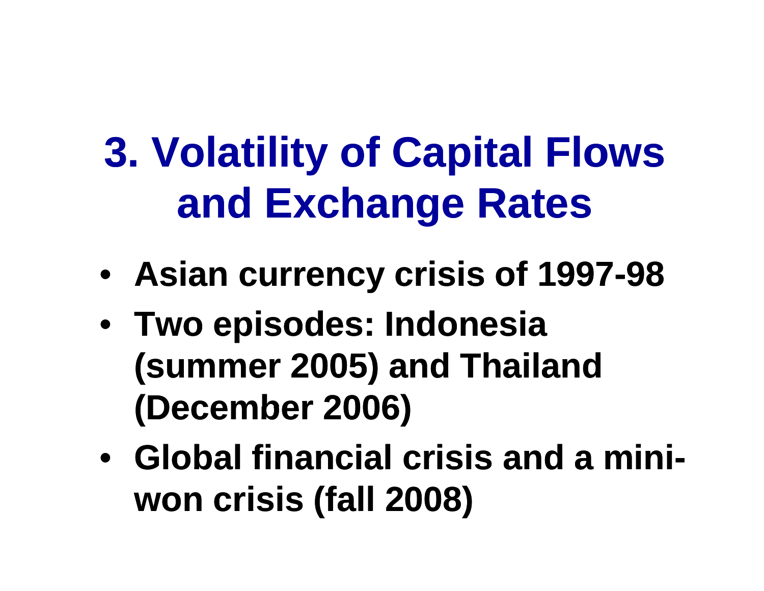# 3. Volatility of Capital Flows and Exchange Rates

- Asian currency crisis of 1997-98
- Two episodes: Indonesia (summer 2005) and Thailand (December 2006)
- Global financial crisis and a mini-won crisis (fall 2008)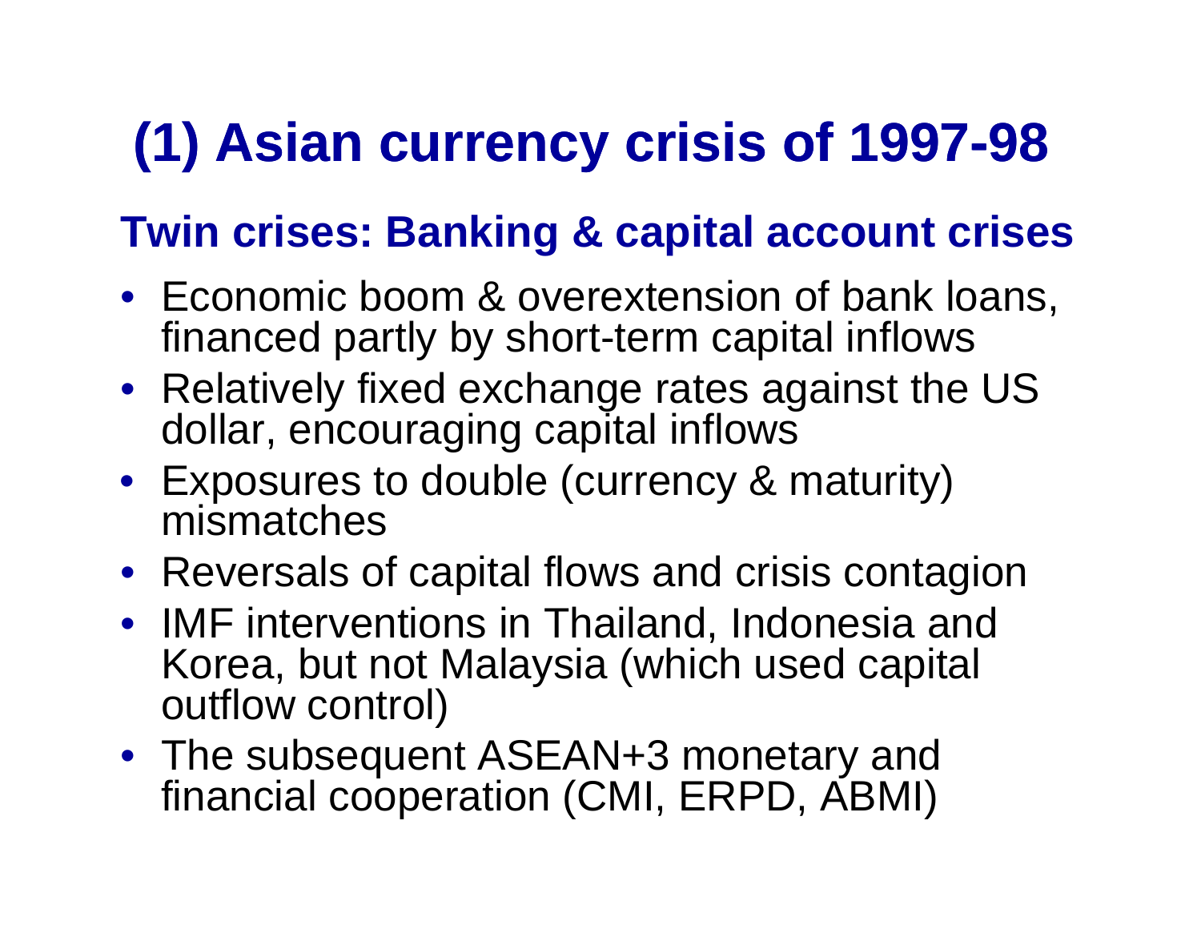# (1) Asian currency crisis of 1997-98

## Twin crises: Banking & capital account crises

- Economic boom & overextension of bank loans, financed partly by short-term capital inflows
- Relatively fixed exchange rates against the US dollar, encouraging capital inflows
- Exposures to double (currency & maturity) mismatches
- Reversals of capital flows and crisis contagion
- IMF interventions in Thailand, Indonesia and Korea, but not Malaysia (which used capital outflow control)
- The subsequent ASEAN+3 monetary and financial cooperation (CMI, ERPD, ABMI)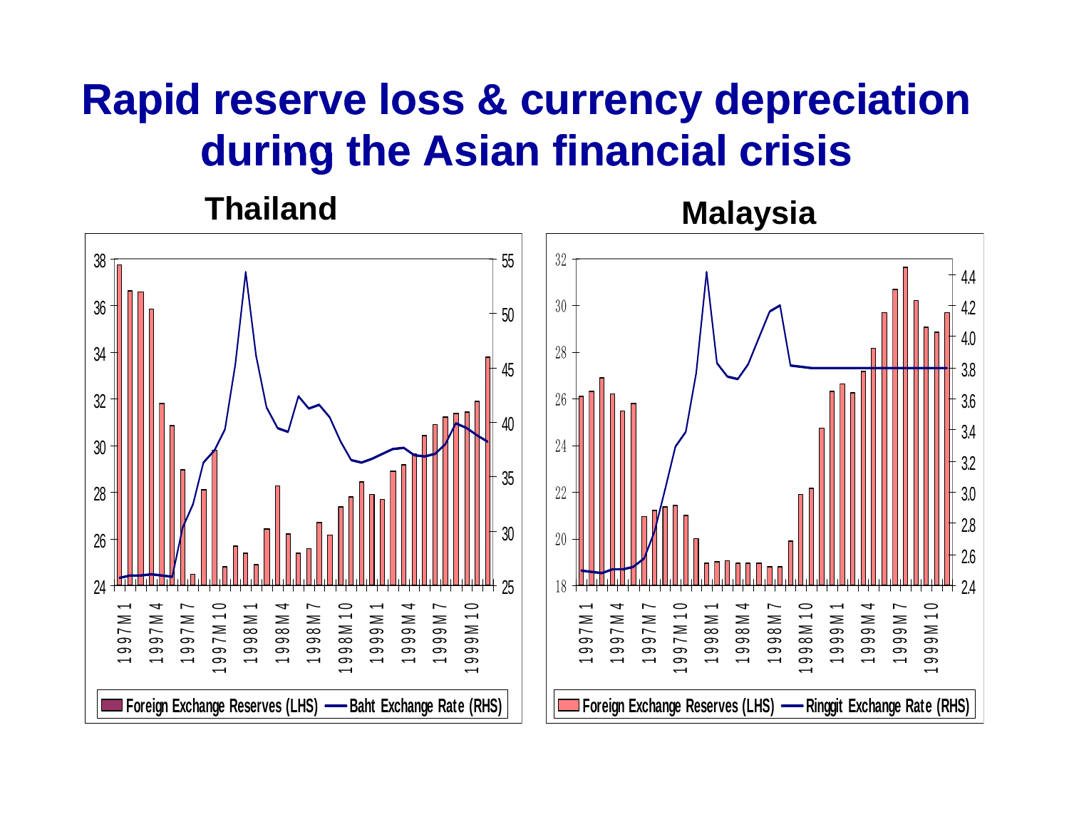# Rapid reserve loss & currency depreciation during the Asian financial crisis

### Thailand

Foreign Exchange Reserves (LHS) — Baht Exchange Rate (RHS)

### Malaysia

Foreign Exchange Reserves (LHS) — Ringgit Exchange Rate (RHS)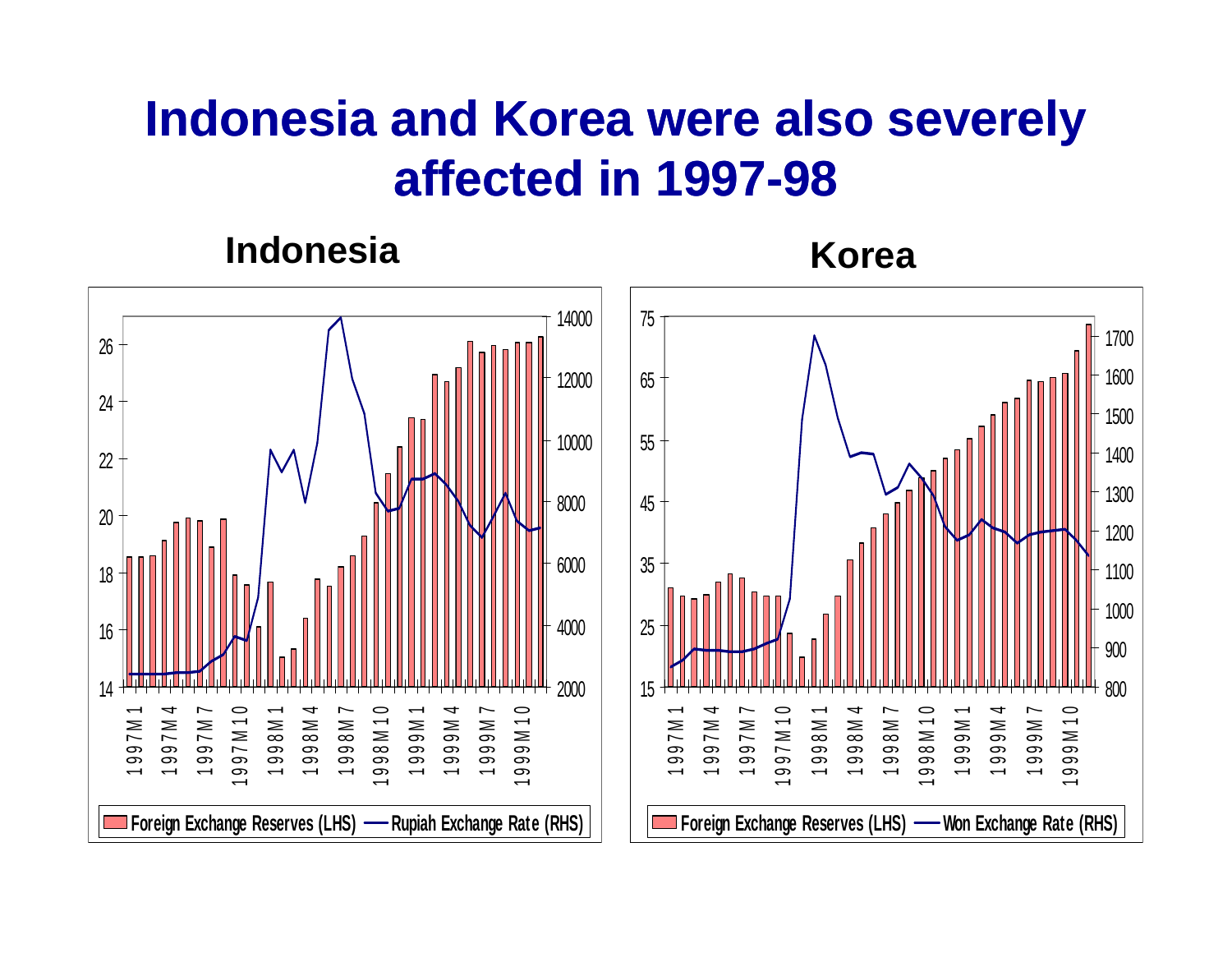# Indonesia and Korea were also severely affected in 1997-98

## Indonesia

## Korea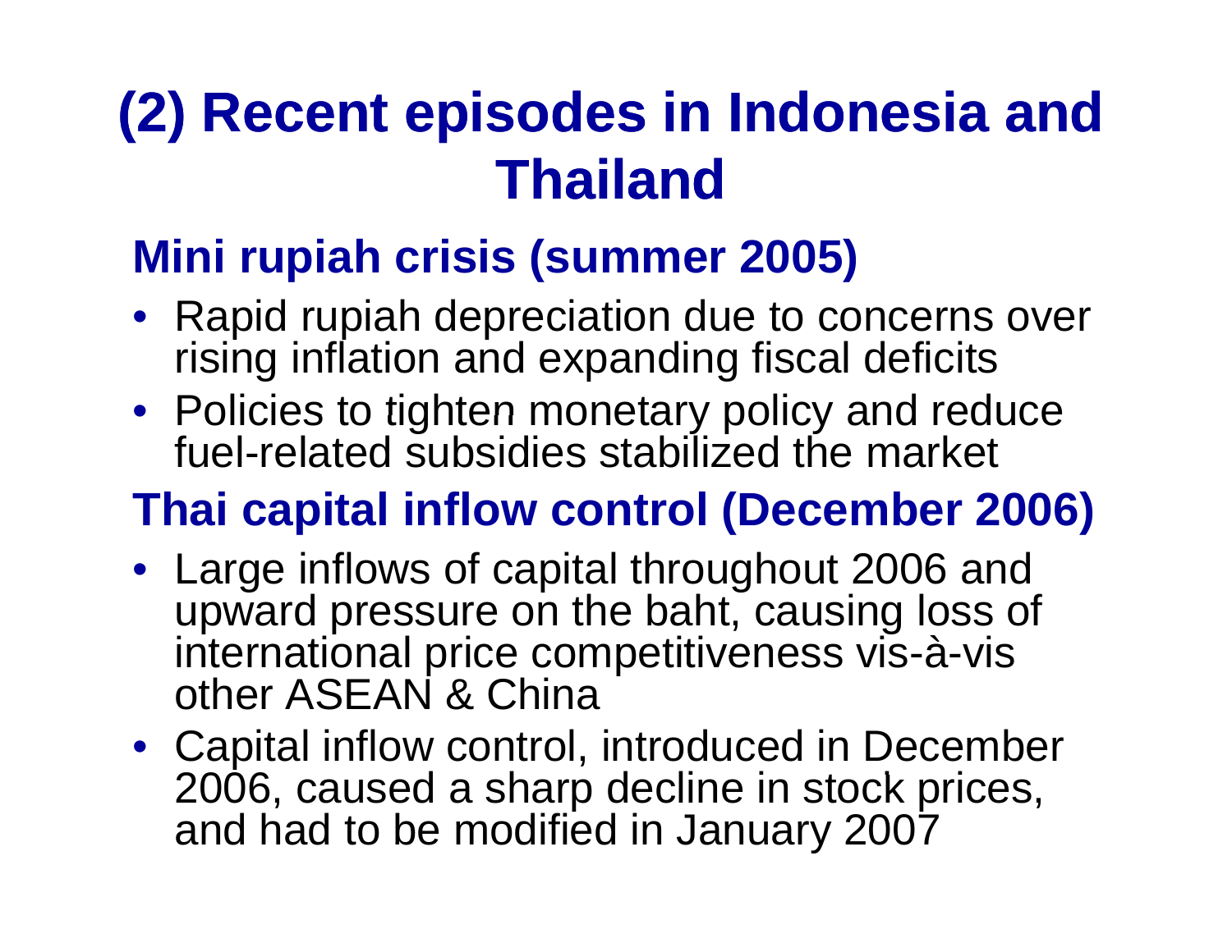# (2) Recent episodes in Indonesia and Thailand

## Mini rupiah crisis (summer 2005)

- Rapid rupiah depreciation due to concerns over rising inflation and expanding fiscal deficits
- Policies to tighten monetary policy and reduce fuel-related subsidies stabilized the market

## Thai capital inflow control (December 2006)

- Large inflows of capital throughout 2006 and upward pressure on the baht, causing loss of international price competitiveness vis-à-vis other ASEAN & China
- Capital inflow control, introduced in December 2006, caused a sharp decline in stock prices, and had to be modified in January 2007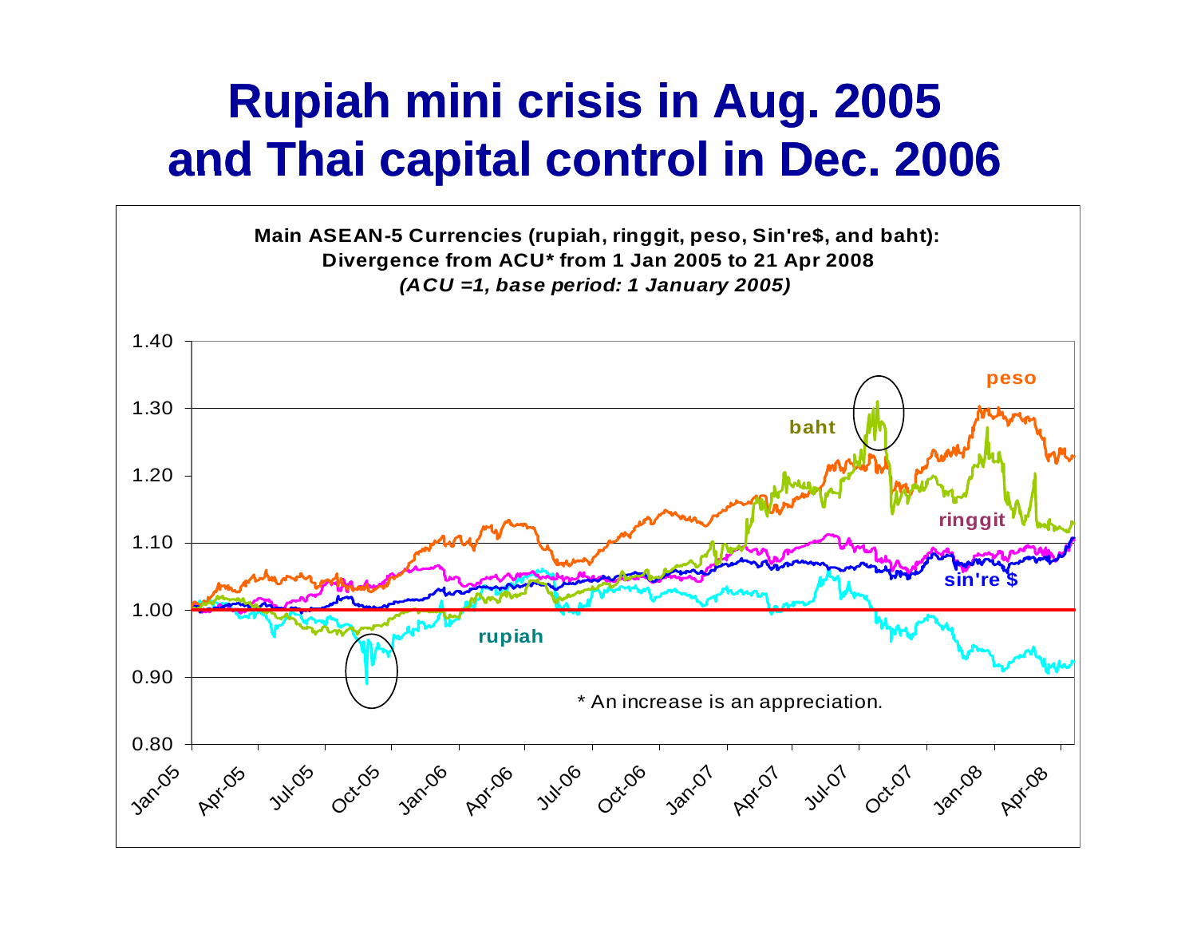# Rupiah mini crisis in Aug. 2005 and Thai capital control in Dec. 2006

**Main ASEAN-5 Currencies (rupiah, ringgit, peso, Sin're$, and baht): Divergence from ACU* from 1 Jan 2005 to 21 Apr 2008**

***(ACU =1, base period: 1 January 2005)***

* An increase is an appreciation.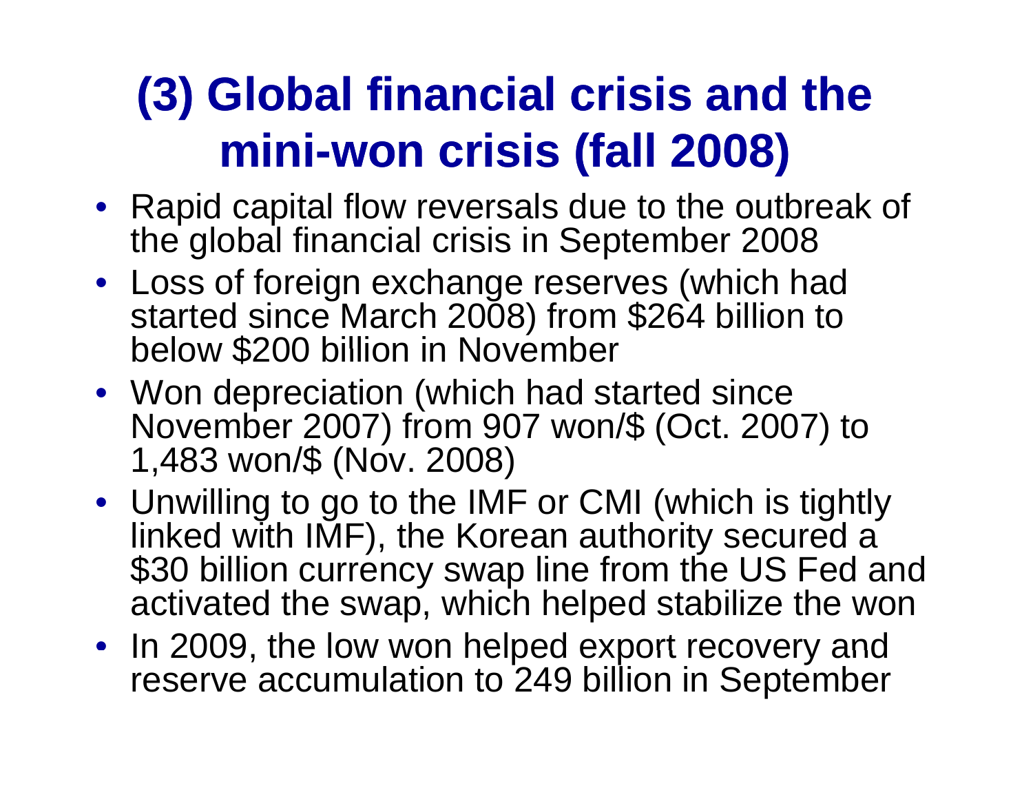# (3) Global financial crisis and the mini-won crisis (fall 2008)

- Rapid capital flow reversals due to the outbreak of the global financial crisis in September 2008
- Loss of foreign exchange reserves (which had started since March 2008) from $264 billion to below $200 billion in November
- Won depreciation (which had started since November 2007) from 907 won/$ (Oct. 2007) to 1,483 won/$ (Nov. 2008)
- Unwilling to go to the IMF or CMI (which is tightly linked with IMF), the Korean authority secured a $30 billion currency swap line from the US Fed and activated the swap, which helped stabilize the won
- In 2009, the low won helped export recovery and reserve accumulation to 249 billion in September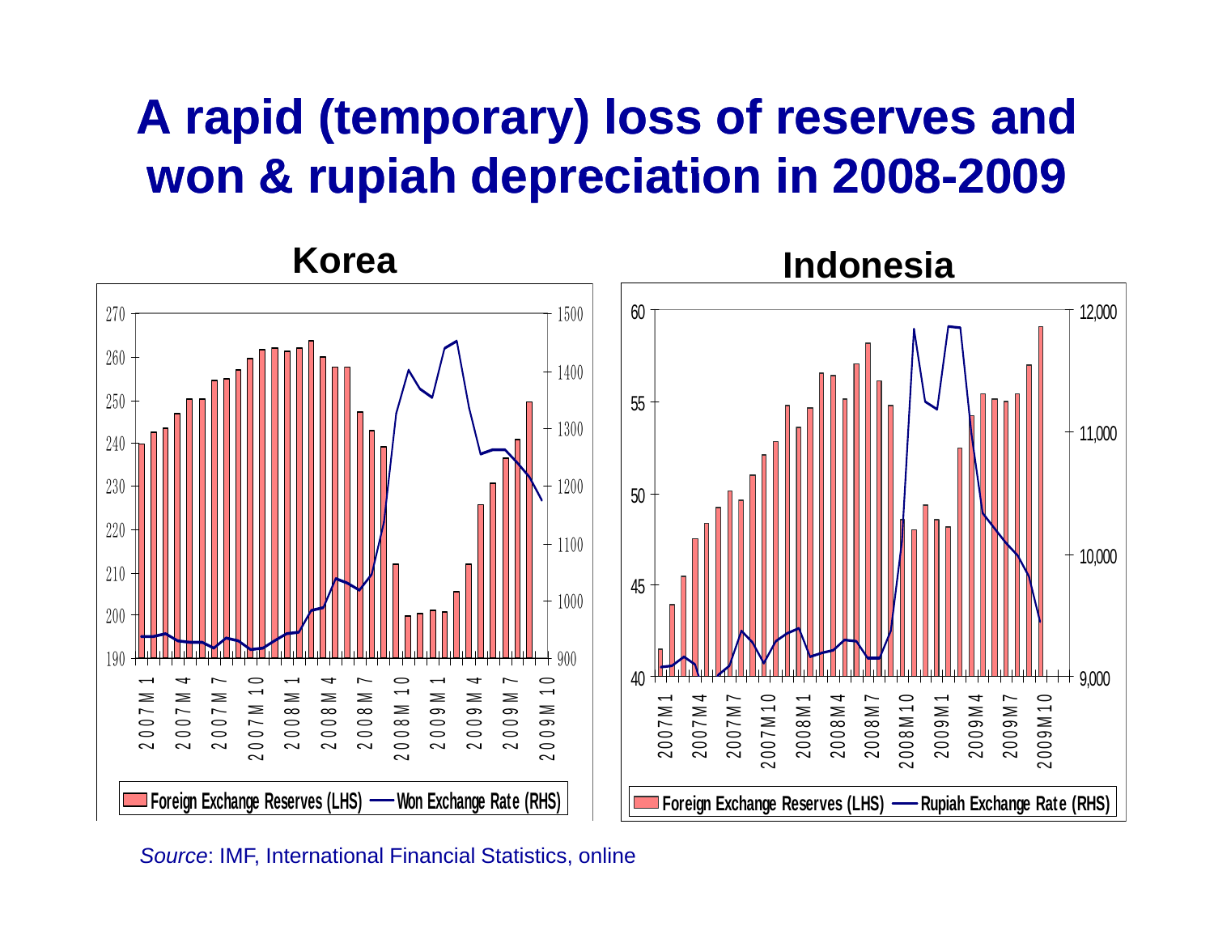# A rapid (temporary) loss of reserves and won & rupiah depreciation in 2008-2009

**Korea**

**Indonesia**

*Source*: IMF, International Financial Statistics, online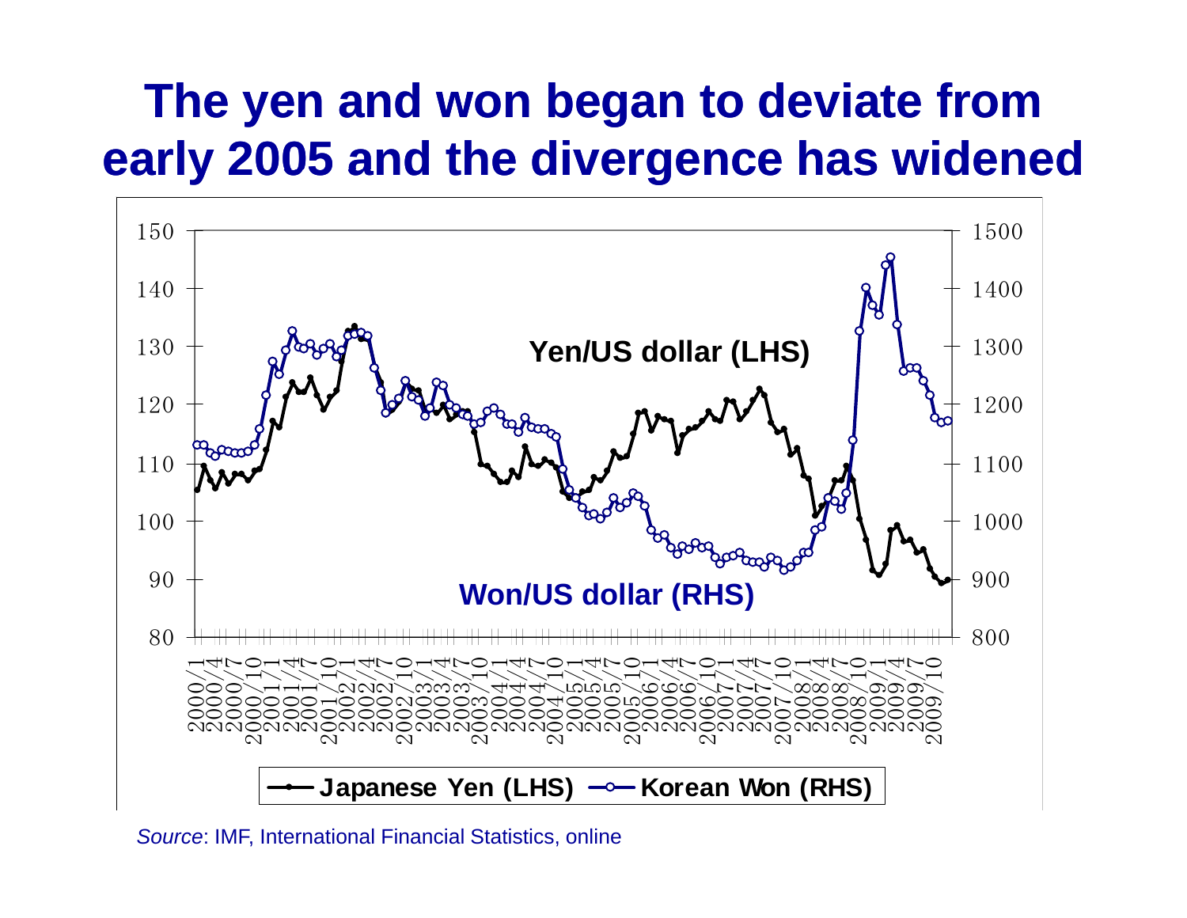# The yen and won began to deviate from early 2005 and the divergence has widened

*Source*: IMF, International Financial Statistics, online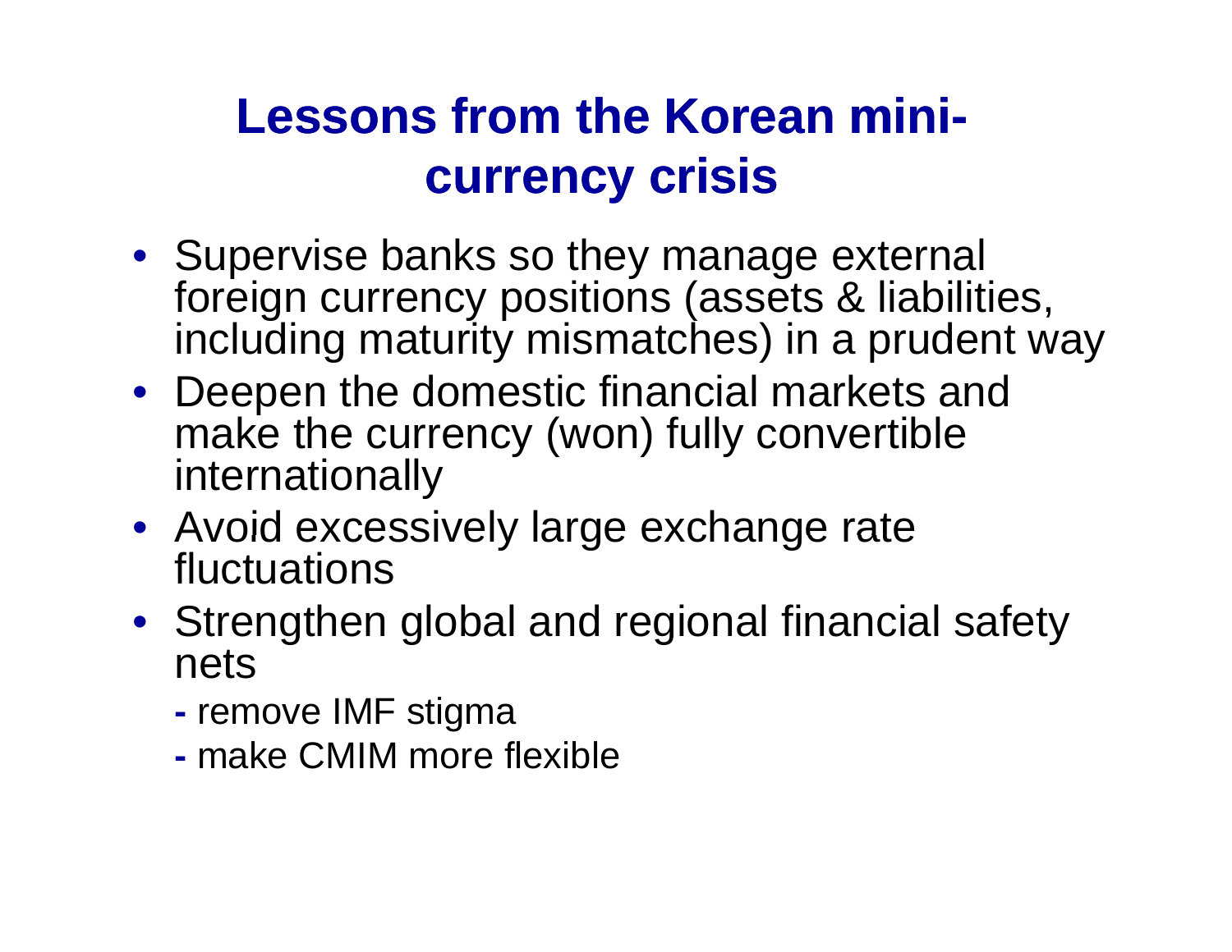# Lessons from the Korean mini-currency crisis

- Supervise banks so they manage external foreign currency positions (assets & liabilities, including maturity mismatches) in a prudent way
- Deepen the domestic financial markets and make the currency (won) fully convertible internationally
- Avoid excessively large exchange rate fluctuations
- Strengthen global and regional financial safety nets
  - remove IMF stigma
  - make CMIM more flexible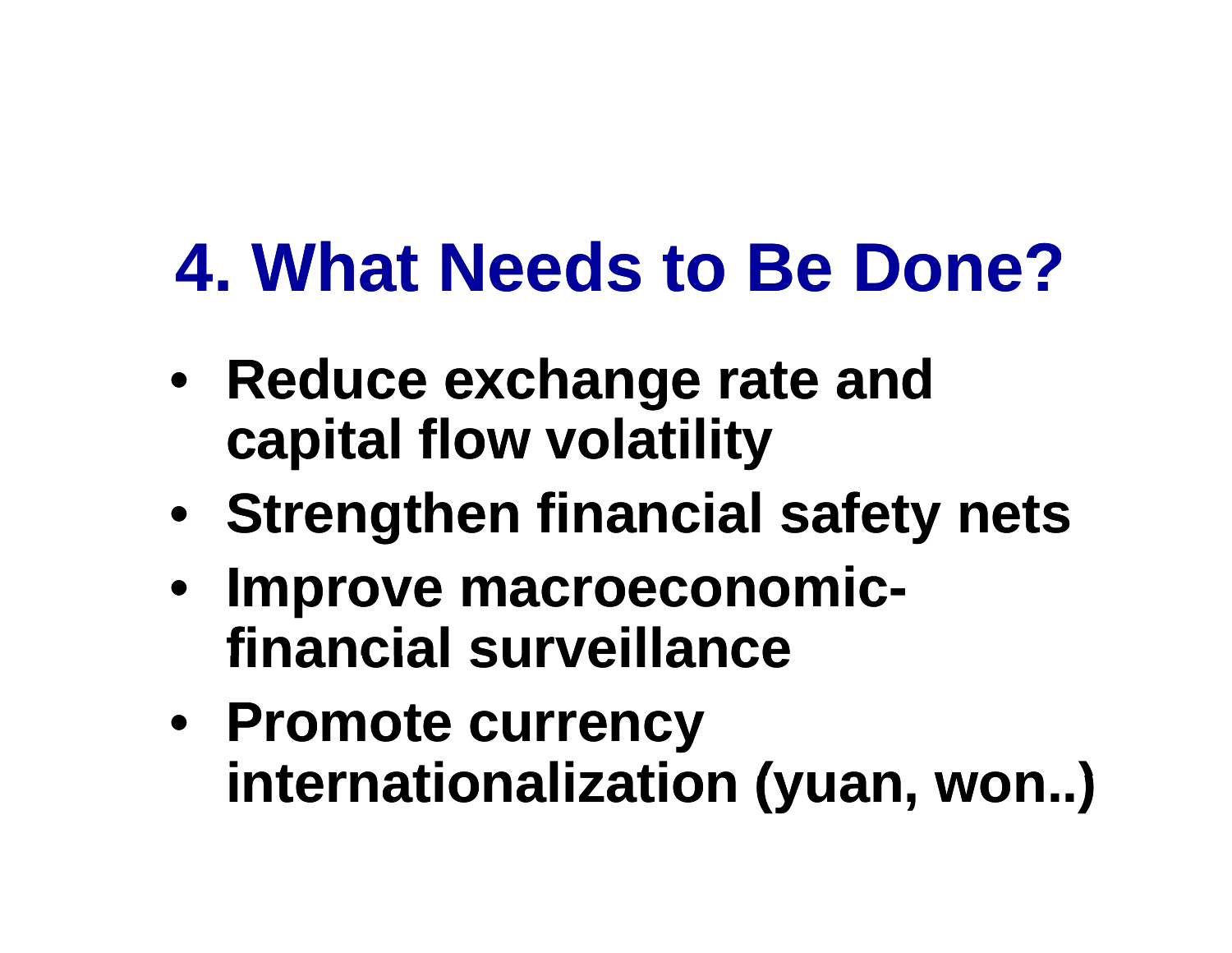# 4. What Needs to Be Done?

- **Reduce exchange rate and capital flow volatility**
- **Strengthen financial safety nets**
- **Improve macroeconomic-financial surveillance**
- **Promote currency internationalization (yuan, won..)**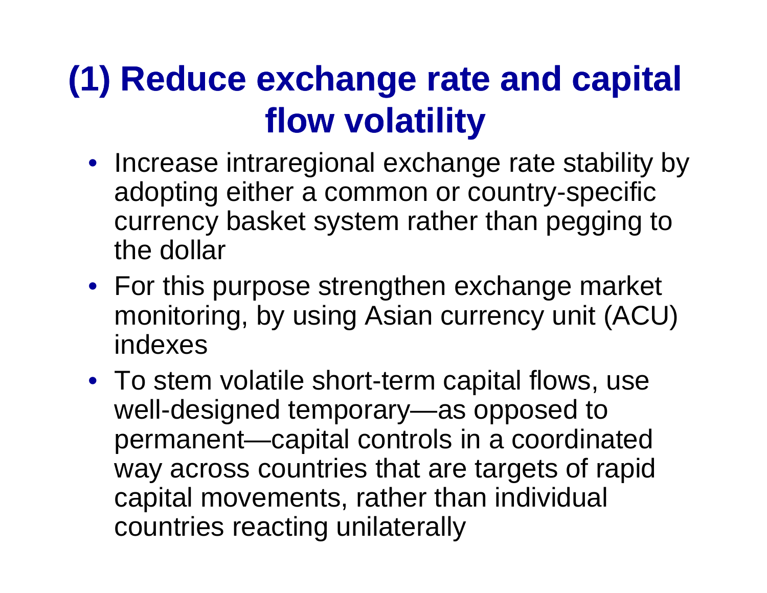# (1) Reduce exchange rate and capital flow volatility

- Increase intraregional exchange rate stability by adopting either a common or country-specific currency basket system rather than pegging to the dollar
- For this purpose strengthen exchange market monitoring, by using Asian currency unit (ACU) indexes
- To stem volatile short-term capital flows, use well-designed temporary—as opposed to permanent—capital controls in a coordinated way across countries that are targets of rapid capital movements, rather than individual countries reacting unilaterally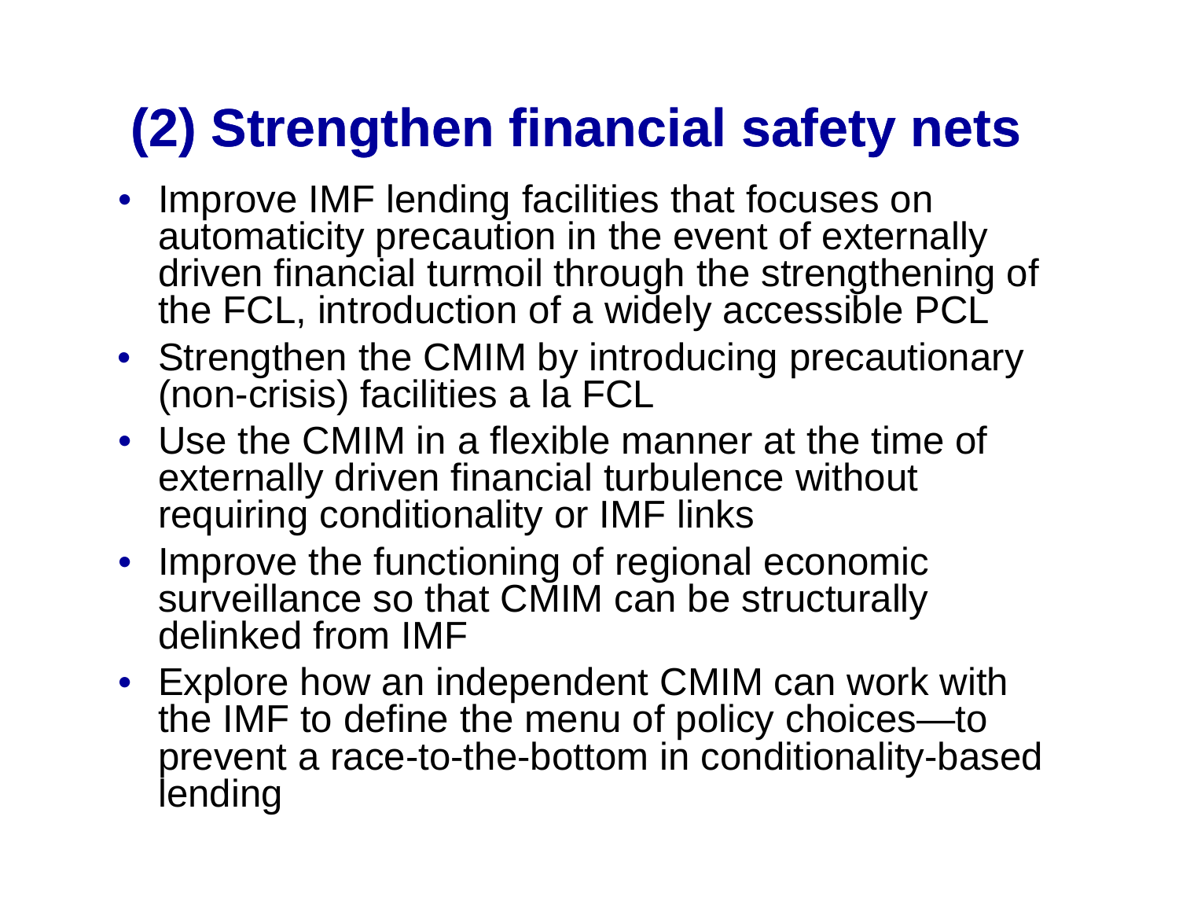# (2) Strengthen financial safety nets

- Improve IMF lending facilities that focuses on automaticity precaution in the event of externally driven financial turmoil through the strengthening of the FCL, introduction of a widely accessible PCL
- Strengthen the CMIM by introducing precautionary (non-crisis) facilities a la FCL
- Use the CMIM in a flexible manner at the time of externally driven financial turbulence without requiring conditionality or IMF links
- Improve the functioning of regional economic surveillance so that CMIM can be structurally delinked from IMF
- Explore how an independent CMIM can work with the IMF to define the menu of policy choices—to prevent a race-to-the-bottom in conditionality-based lending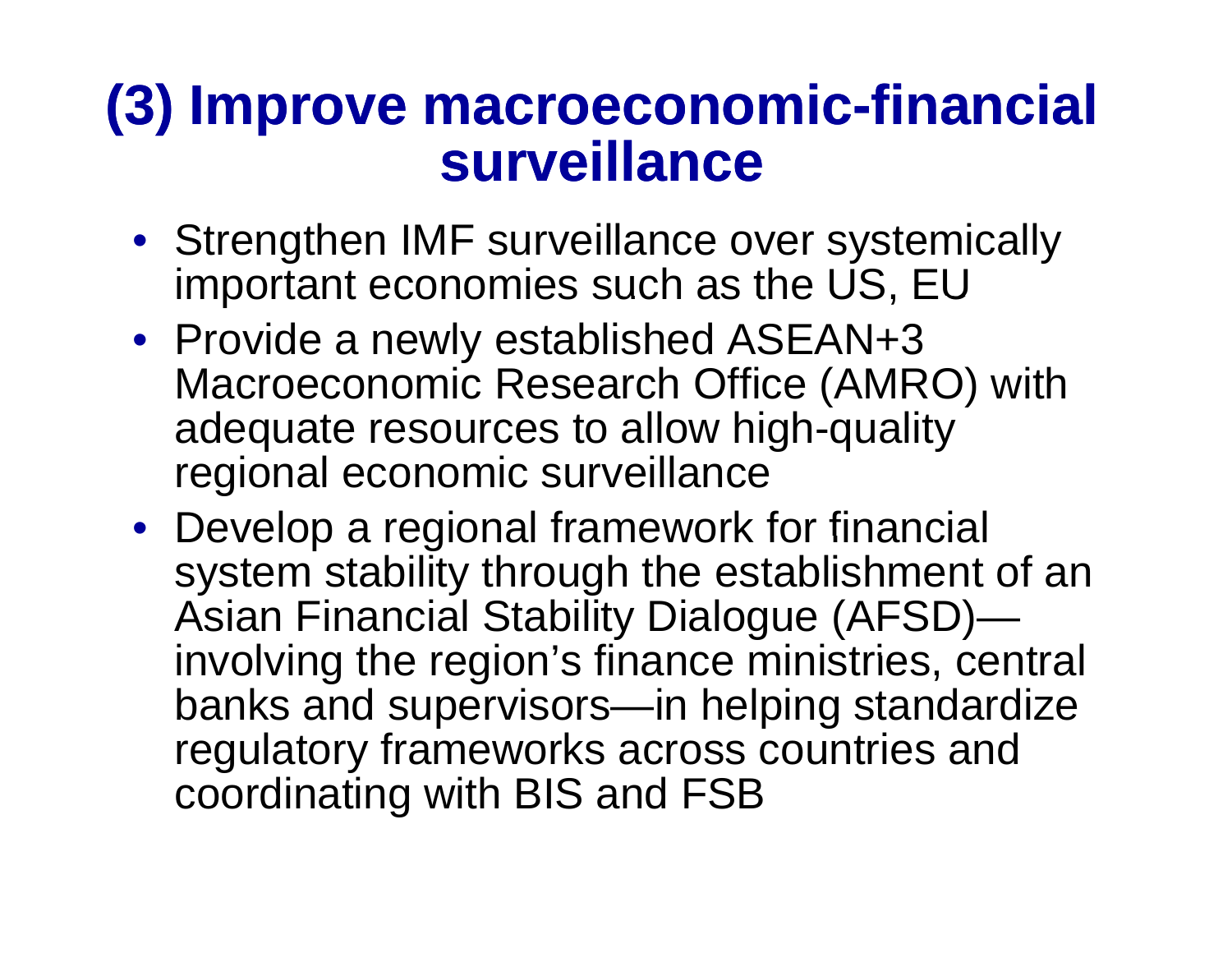# (3) Improve macroeconomic-financial surveillance

- Strengthen IMF surveillance over systemically important economies such as the US, EU
- Provide a newly established ASEAN+3 Macroeconomic Research Office (AMRO) with adequate resources to allow high-quality regional economic surveillance
- Develop a regional framework for financial system stability through the establishment of an Asian Financial Stability Dialogue (AFSD)—involving the region's finance ministries, central banks and supervisors—in helping standardize regulatory frameworks across countries and coordinating with BIS and FSB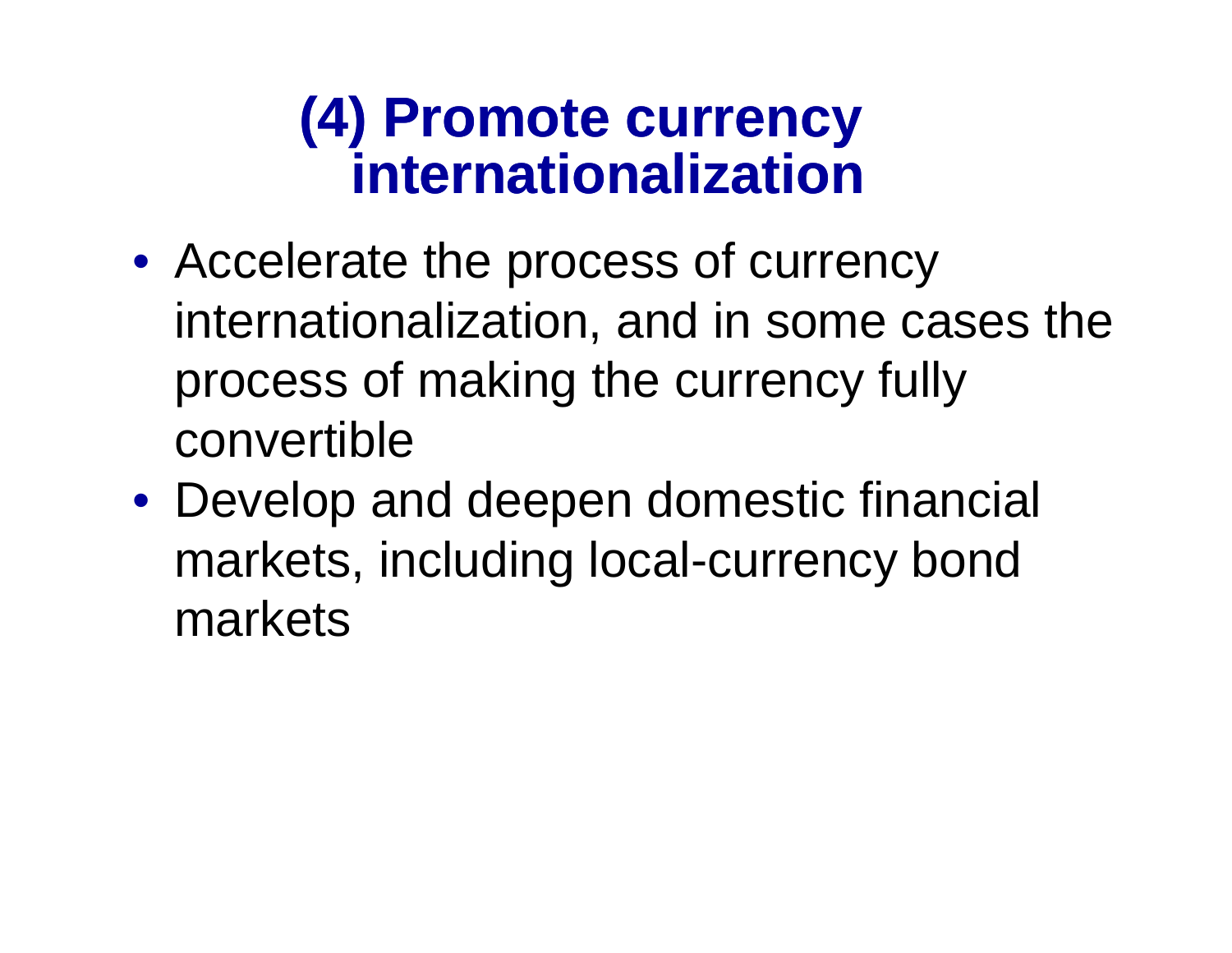# (4) Promote currency internationalization

- Accelerate the process of currency internationalization, and in some cases the process of making the currency fully convertible
- Develop and deepen domestic financial markets, including local-currency bond markets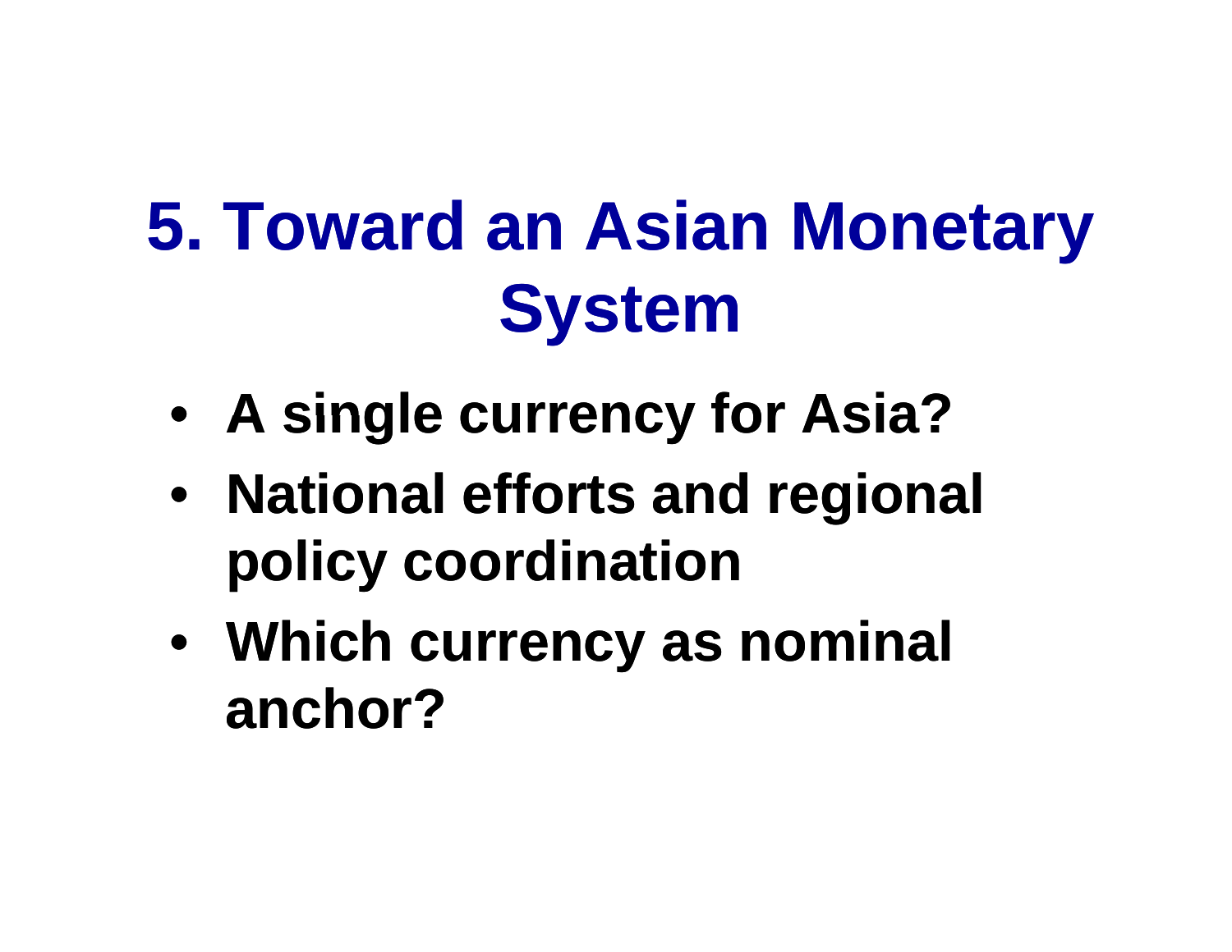# 5. Toward an Asian Monetary System

- A single currency for Asia?
- National efforts and regional policy coordination
- Which currency as nominal anchor?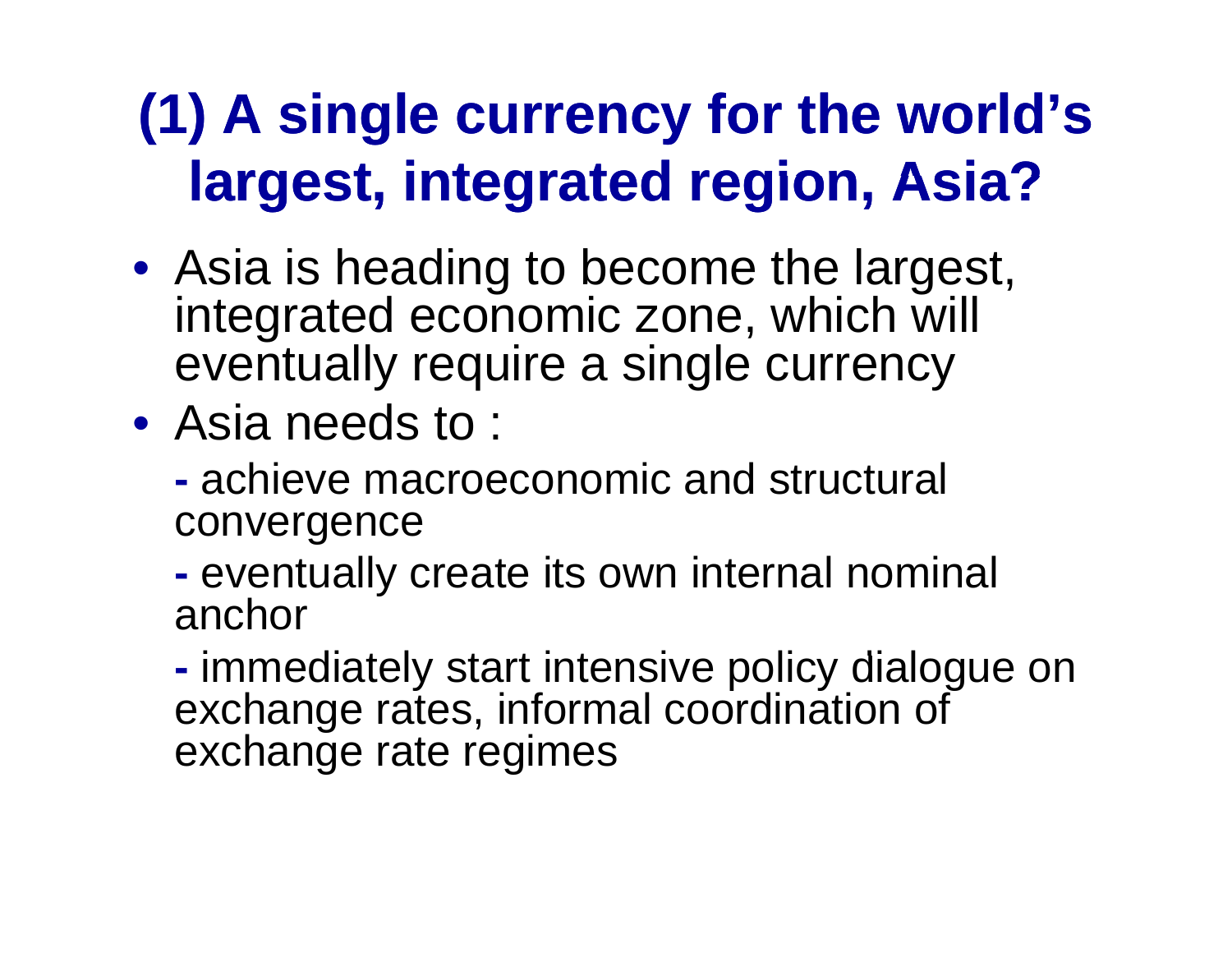# (1) A single currency for the world's largest, integrated region, Asia?

- Asia is heading to become the largest, integrated economic zone, which will eventually require a single currency
- Asia needs to :
  - achieve macroeconomic and structural convergence
  - eventually create its own internal nominal anchor
  - immediately start intensive policy dialogue on exchange rates, informal coordination of exchange rate regimes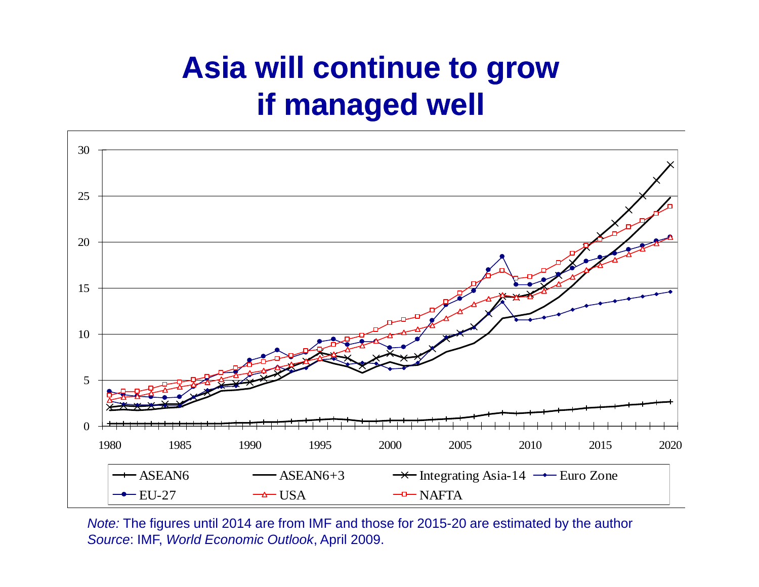# Asia will continue to grow if managed well

*Note:* The figures until 2014 are from IMF and those for 2015-20 are estimated by the author
*Source*: IMF, *World Economic Outlook*, April 2009.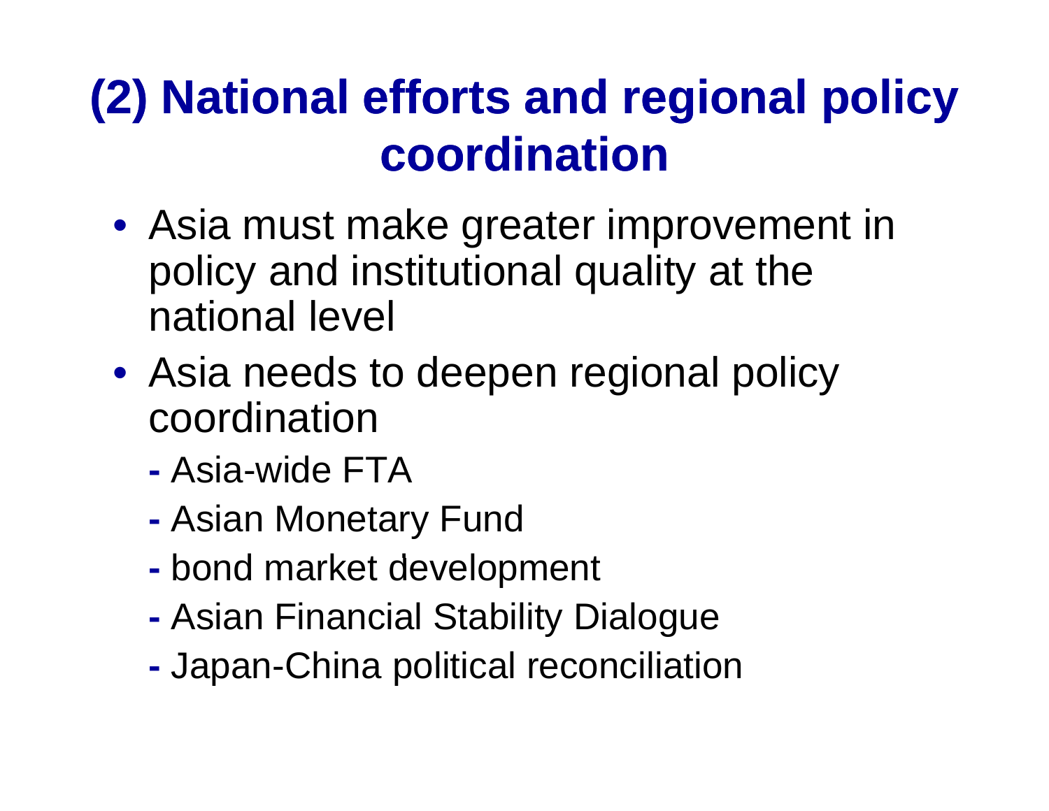# (2) National efforts and regional policy coordination

- Asia must make greater improvement in policy and institutional quality at the national level
- Asia needs to deepen regional policy coordination
  - Asia-wide FTA
  - Asian Monetary Fund
  - bond market development
  - Asian Financial Stability Dialogue
  - Japan-China political reconciliation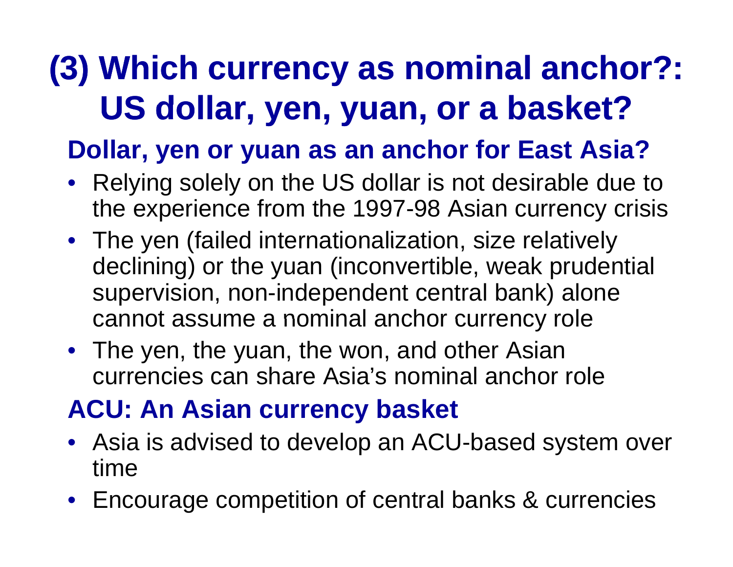# (3) Which currency as nominal anchor?: US dollar, yen, yuan, or a basket?

## Dollar, yen or yuan as an anchor for East Asia?

- Relying solely on the US dollar is not desirable due to the experience from the 1997-98 Asian currency crisis
- The yen (failed internationalization, size relatively declining) or the yuan (inconvertible, weak prudential supervision, non-independent central bank) alone cannot assume a nominal anchor currency role
- The yen, the yuan, the won, and other Asian currencies can share Asia's nominal anchor role

## ACU: An Asian currency basket

- Asia is advised to develop an ACU-based system over time
- Encourage competition of central banks & currencies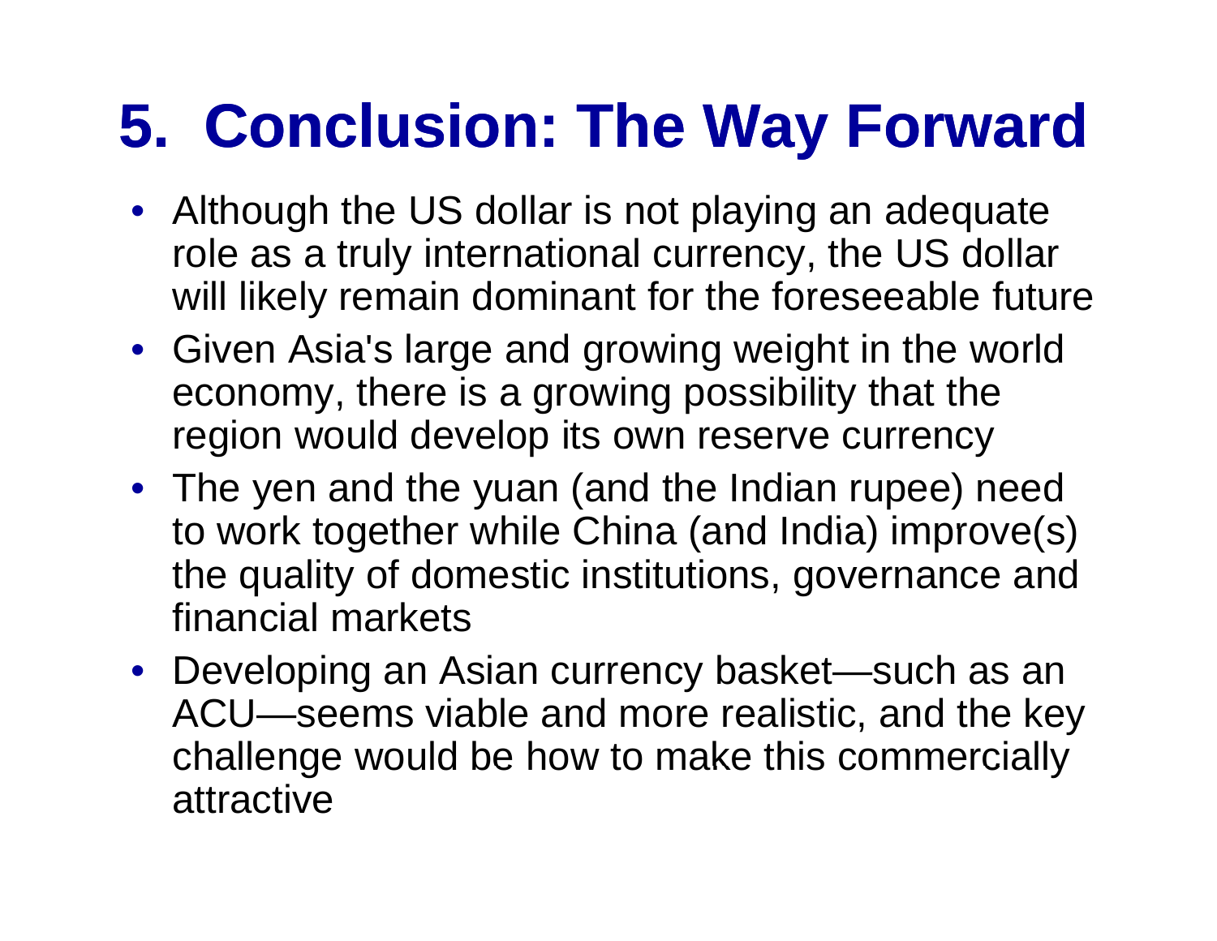# 5. Conclusion: The Way Forward

- Although the US dollar is not playing an adequate role as a truly international currency, the US dollar will likely remain dominant for the foreseeable future
- Given Asia's large and growing weight in the world economy, there is a growing possibility that the region would develop its own reserve currency
- The yen and the yuan (and the Indian rupee) need to work together while China (and India) improve(s) the quality of domestic institutions, governance and financial markets
- Developing an Asian currency basket—such as an ACU—seems viable and more realistic, and the key challenge would be how to make this commercially attractive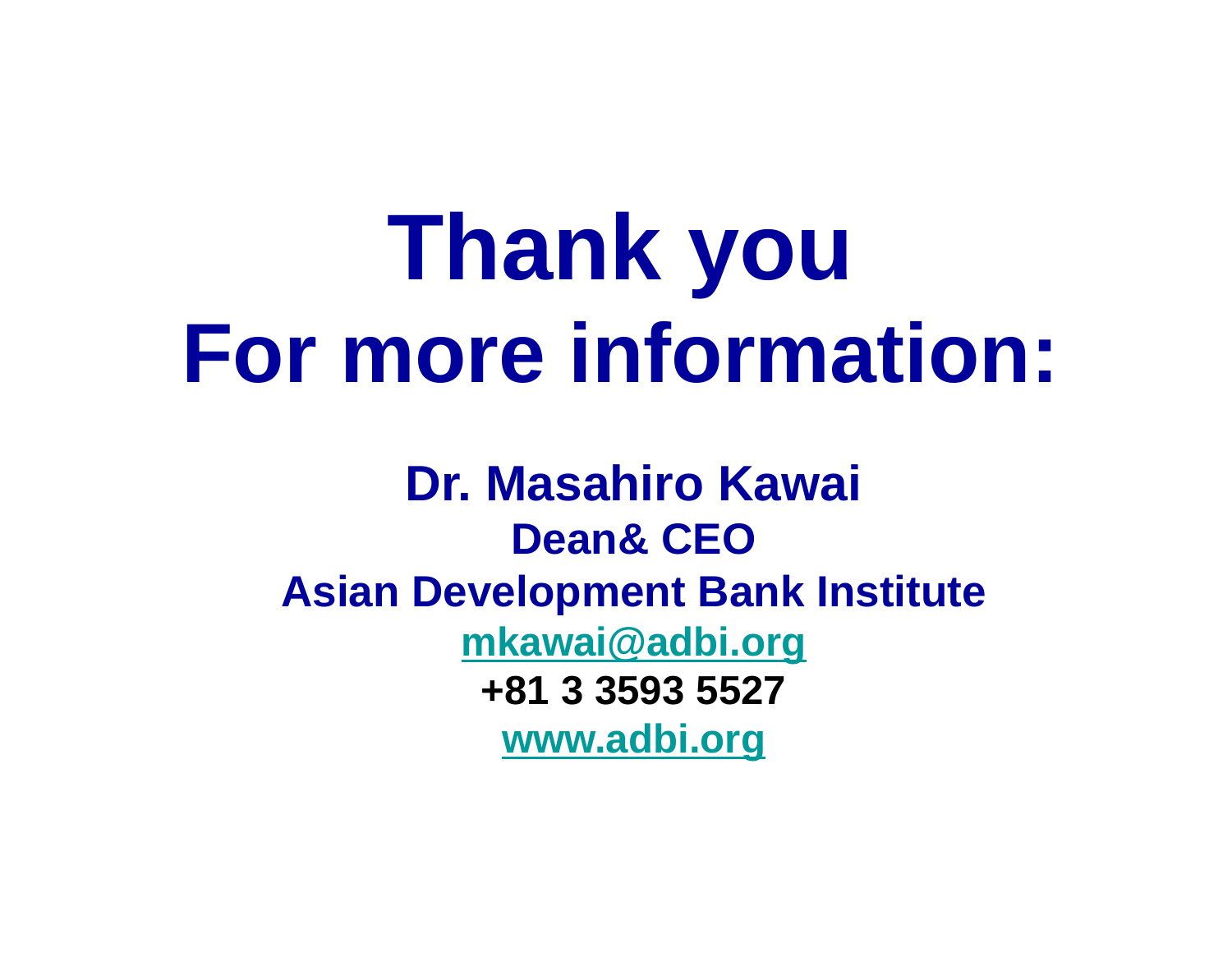# Thank you
# For more information:

**Dr. Masahiro Kawai**

**Dean& CEO**

**Asian Development Bank Institute**

**mkawai@adbi.org**

**+81 3 3593 5527**

**www.adbi.org**